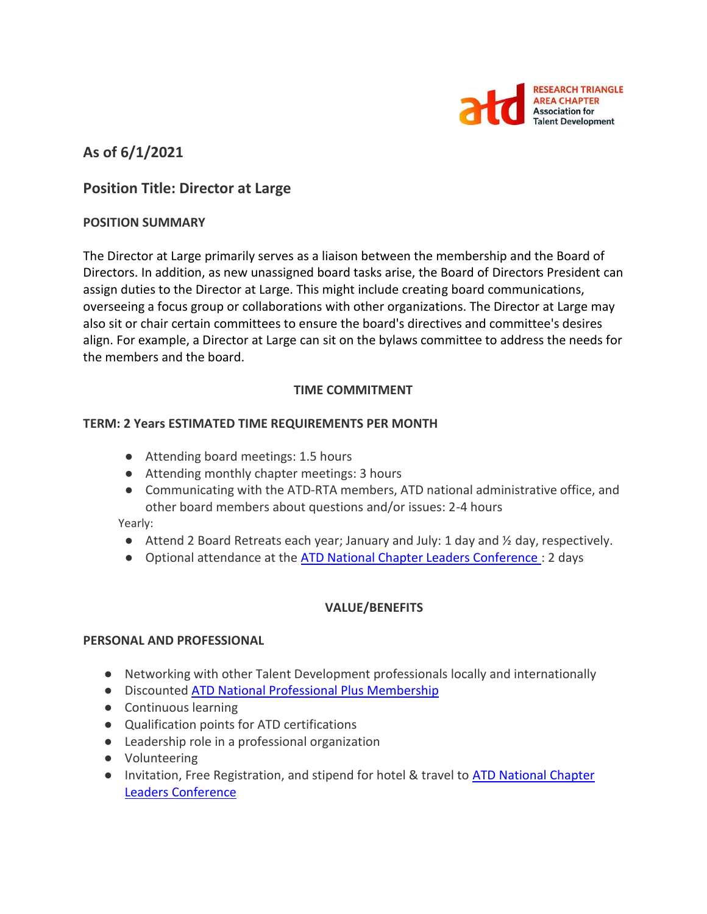RESEARCH TRIANGLE AREA CHAPTER
Association for Talent Development

## As of 6/1/2021

## Position Title: Director at Large

**POSITION SUMMARY**

The Director at Large primarily serves as a liaison between the membership and the Board of Directors. In addition, as new unassigned board tasks arise, the Board of Directors President can assign duties to the Director at Large. This might include creating board communications, overseeing a focus group or collaborations with other organizations. The Director at Large may also sit or chair certain committees to ensure the board's directives and committee's desires align. For example, a Director at Large can sit on the bylaws committee to address the needs for the members and the board.

**TIME COMMITMENT**

**TERM: 2 Years ESTIMATED TIME REQUIREMENTS PER MONTH**

- Attending board meetings: 1.5 hours
- Attending monthly chapter meetings: 3 hours
- Communicating with the ATD-RTA members, ATD national administrative office, and other board members about questions and/or issues: 2-4 hours

Yearly:

- Attend 2 Board Retreats each year; January and July: 1 day and ½ day, respectively.
- Optional attendance at the ATD National Chapter Leaders Conference : 2 days

**VALUE/BENEFITS**

**PERSONAL AND PROFESSIONAL**

- Networking with other Talent Development professionals locally and internationally
- Discounted ATD National Professional Plus Membership
- Continuous learning
- Qualification points for ATD certifications
- Leadership role in a professional organization
- Volunteering
- Invitation, Free Registration, and stipend for hotel & travel to ATD National Chapter Leaders Conference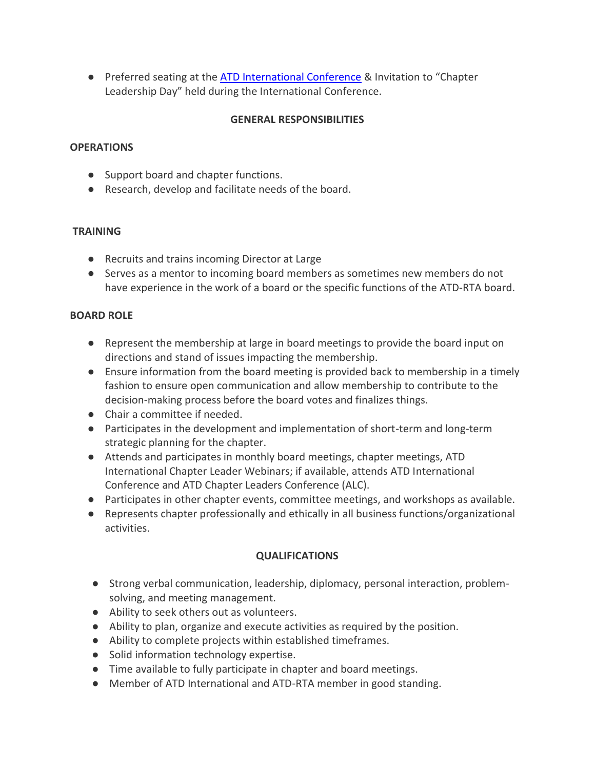- Preferred seating at the [ATD International Conference]() & Invitation to "Chapter Leadership Day" held during the International Conference.

## GENERAL RESPONSIBILITIES

### OPERATIONS

- Support board and chapter functions.
- Research, develop and facilitate needs of the board.

### TRAINING

- Recruits and trains incoming Director at Large
- Serves as a mentor to incoming board members as sometimes new members do not have experience in the work of a board or the specific functions of the ATD-RTA board.

### BOARD ROLE

- Represent the membership at large in board meetings to provide the board input on directions and stand of issues impacting the membership.
- Ensure information from the board meeting is provided back to membership in a timely fashion to ensure open communication and allow membership to contribute to the decision-making process before the board votes and finalizes things.
- Chair a committee if needed.
- Participates in the development and implementation of short-term and long-term strategic planning for the chapter.
- Attends and participates in monthly board meetings, chapter meetings, ATD International Chapter Leader Webinars; if available, attends ATD International Conference and ATD Chapter Leaders Conference (ALC).
- Participates in other chapter events, committee meetings, and workshops as available.
- Represents chapter professionally and ethically in all business functions/organizational activities.

## QUALIFICATIONS

- Strong verbal communication, leadership, diplomacy, personal interaction, problem-solving, and meeting management.
- Ability to seek others out as volunteers.
- Ability to plan, organize and execute activities as required by the position.
- Ability to complete projects within established timeframes.
- Solid information technology expertise.
- Time available to fully participate in chapter and board meetings.
- Member of ATD International and ATD-RTA member in good standing.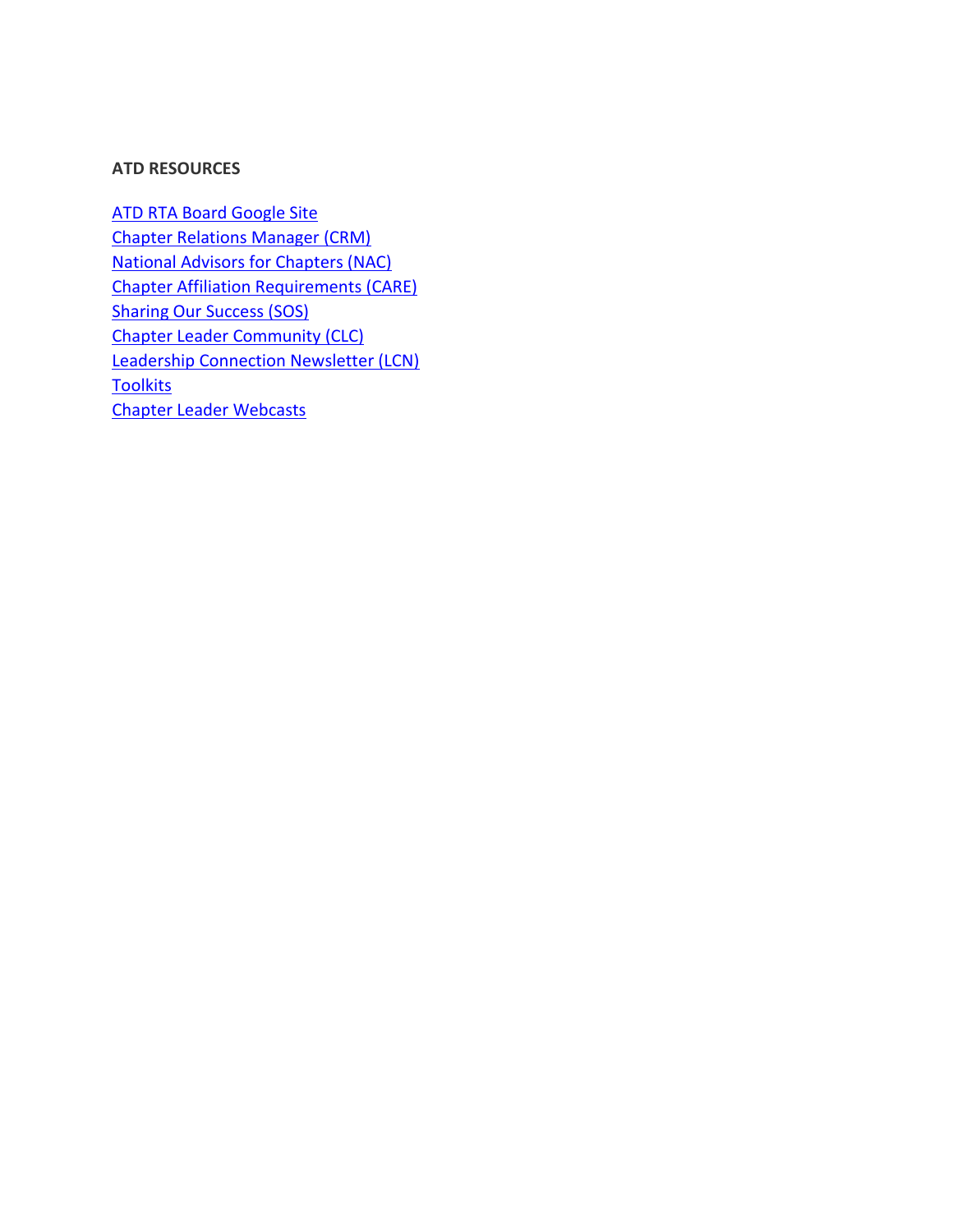**ATD RESOURCES**

ATD RTA Board Google Site
Chapter Relations Manager (CRM)
National Advisors for Chapters (NAC)
Chapter Affiliation Requirements (CARE)
Sharing Our Success (SOS)
Chapter Leader Community (CLC)
Leadership Connection Newsletter (LCN)
Toolkits
Chapter Leader Webcasts